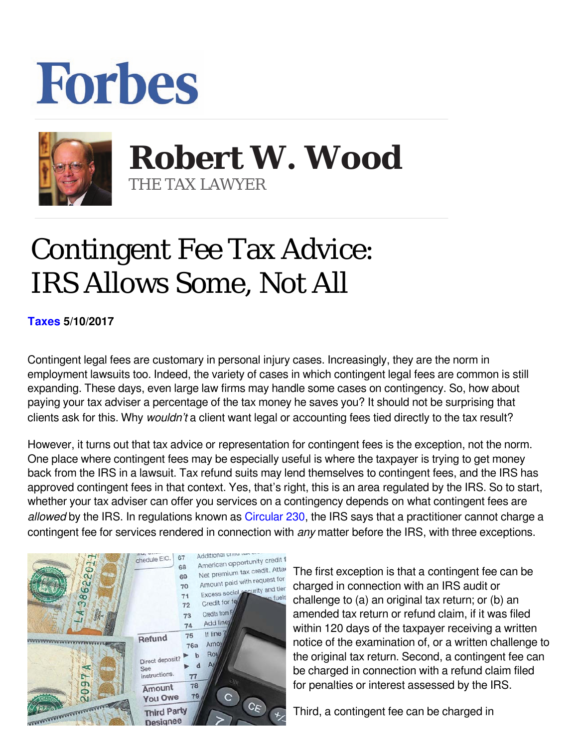# Forbes

## Robert W. Wood

THE TAX LAWYER

# Contingent Fee Tax Advice: IRS Allows Some, Not All

**Taxes 5/10/2017**

Contingent legal fees are customary in personal injury cases. Increasingly, they are the norm in employment lawsuits too. Indeed, the variety of cases in which contingent legal fees are common is still expanding. These days, even large law firms may handle some cases on contingency. So, how about paying your tax adviser a percentage of the tax money he saves you? It should not be surprising that clients ask for this. Why *wouldn't* a client want legal or accounting fees tied directly to the tax result?

However, it turns out that tax advice or representation for contingent fees is the exception, not the norm. One place where contingent fees may be especially useful is where the taxpayer is trying to get money back from the IRS in a lawsuit. Tax refund suits may lend themselves to contingent fees, and the IRS has approved contingent fees in that context. Yes, that's right, this is an area regulated by the IRS. So to start, whether your tax adviser can offer you services on a contingency depends on what contingent fees are *allowed* by the IRS. In regulations known as Circular 230, the IRS says that a practitioner cannot charge a contingent fee for services rendered in connection with *any* matter before the IRS, with three exceptions.

The first exception is that a contingent fee can be charged in connection with an IRS audit or challenge to (a) an original tax return; or (b) an amended tax return or refund claim, if it was filed within 120 days of the taxpayer receiving a written notice of the examination of, or a written challenge to the original tax return. Second, a contingent fee can be charged in connection with a refund claim filed for penalties or interest assessed by the IRS.

Third, a contingent fee can be charged in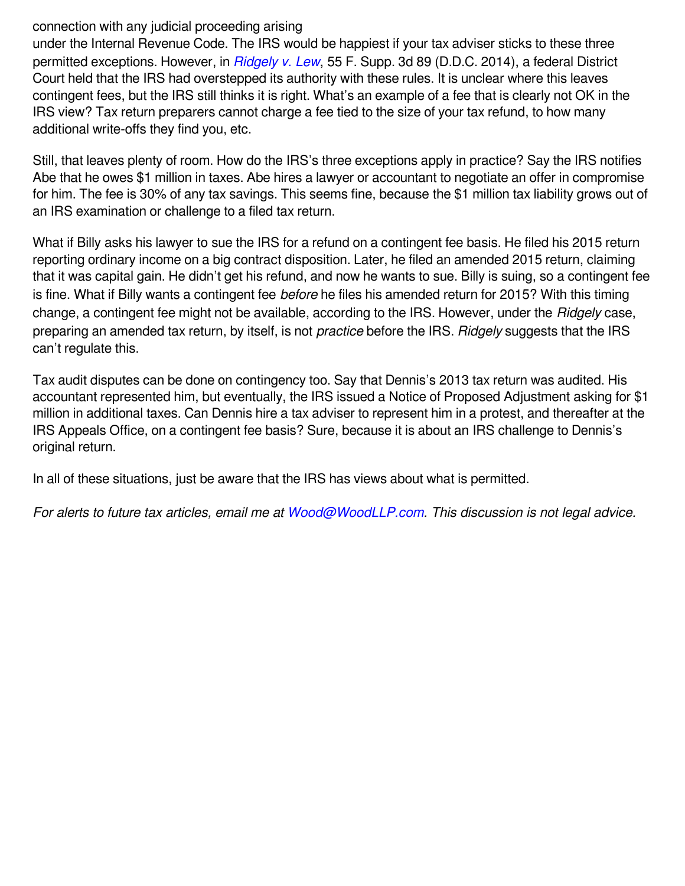connection with any judicial proceeding arising under the Internal Revenue Code. The IRS would be happiest if your tax adviser sticks to these three permitted exceptions. However, in *Ridgely v. Lew*, 55 F. Supp. 3d 89 (D.D.C. 2014), a federal District Court held that the IRS had overstepped its authority with these rules. It is unclear where this leaves contingent fees, but the IRS still thinks it is right. What's an example of a fee that is clearly not OK in the IRS view? Tax return preparers cannot charge a fee tied to the size of your tax refund, to how many additional write-offs they find you, etc.

Still, that leaves plenty of room. How do the IRS's three exceptions apply in practice? Say the IRS notifies Abe that he owes $1 million in taxes. Abe hires a lawyer or accountant to negotiate an offer in compromise for him. The fee is 30% of any tax savings. This seems fine, because the $1 million tax liability grows out of an IRS examination or challenge to a filed tax return.

What if Billy asks his lawyer to sue the IRS for a refund on a contingent fee basis. He filed his 2015 return reporting ordinary income on a big contract disposition. Later, he filed an amended 2015 return, claiming that it was capital gain. He didn't get his refund, and now he wants to sue. Billy is suing, so a contingent fee is fine. What if Billy wants a contingent fee *before* he files his amended return for 2015? With this timing change, a contingent fee might not be available, according to the IRS. However, under the *Ridgely* case, preparing an amended tax return, by itself, is not *practice* before the IRS. *Ridgely* suggests that the IRS can't regulate this.

Tax audit disputes can be done on contingency too. Say that Dennis's 2013 tax return was audited. His accountant represented him, but eventually, the IRS issued a Notice of Proposed Adjustment asking for $1 million in additional taxes. Can Dennis hire a tax adviser to represent him in a protest, and thereafter at the IRS Appeals Office, on a contingent fee basis? Sure, because it is about an IRS challenge to Dennis's original return.

In all of these situations, just be aware that the IRS has views about what is permitted.

*For alerts to future tax articles, email me at Wood@WoodLLP.com. This discussion is not legal advice.*